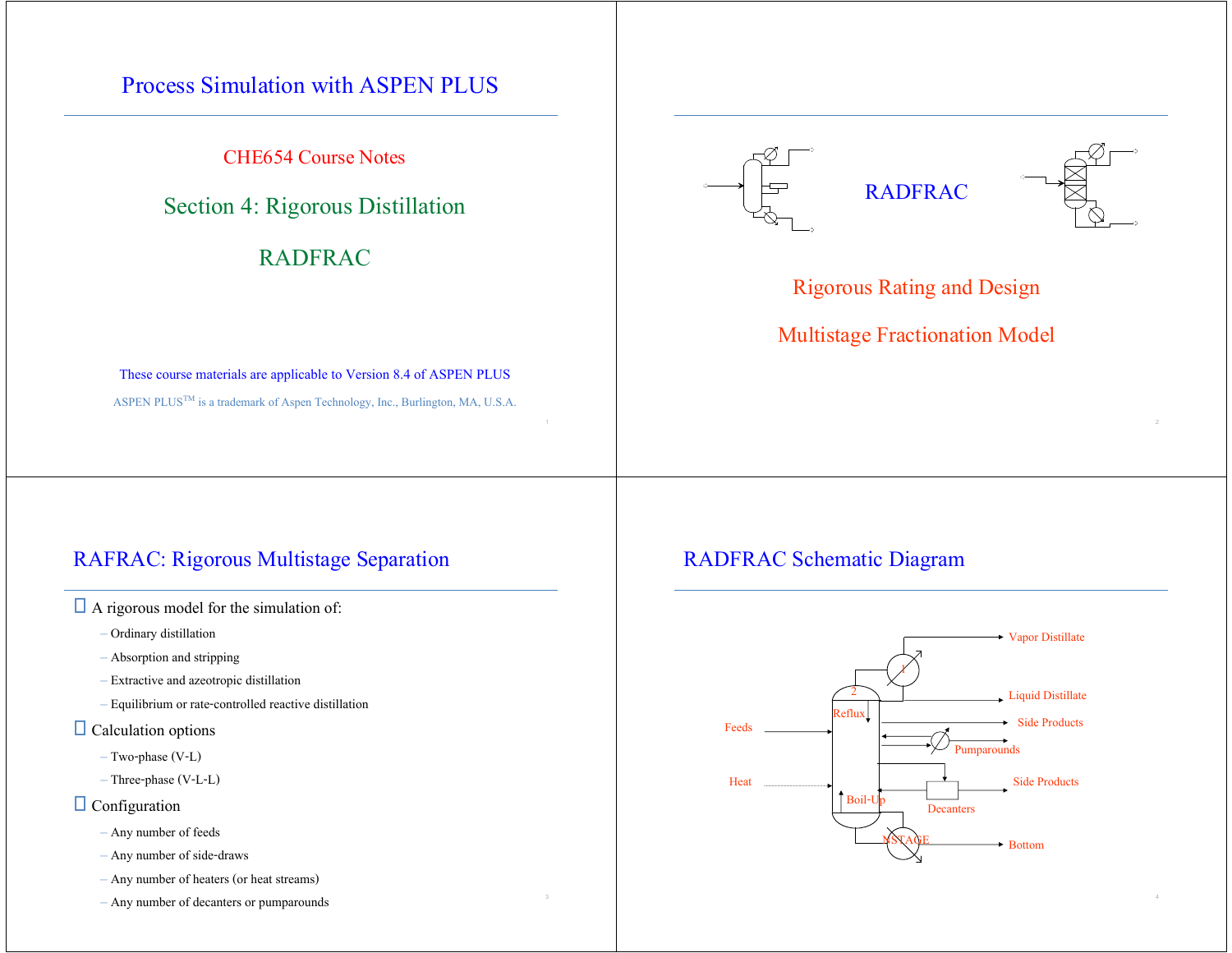# Process Simulation with ASPEN PLUS

## CHE654 Course Notes

## Section 4: Rigorous Distillation

## RADFRAC

These course materials are applicable to Version 8.4 of ASPEN PLUS

ASPEN PLUS[TM] is a trademark of Aspen Technology, Inc., Burlington, MA, U.S.A.

---

# RADFRAC

Rigorous Rating and Design

Multistage Fractionation Model

---

# RAFRAC: Rigorous Multistage Separation

- A rigorous model for the simulation of:
  - Ordinary distillation
  - Absorption and stripping
  - Extractive and azeotropic distillation
  - Equilibrium or rate-controlled reactive distillation
- Calculation options
  - Two-phase (V-L)
  - Three-phase (V-L-L)
- Configuration
  - Any number of feeds
  - Any number of side-draws
  - Any number of heaters (or heat streams)
  - Any number of decanters or pumparounds

---

# RADFRAC Schematic Diagram

Vapor Distillate

1

2

Liquid Distillate

Reflux

Feeds

Side Products

Pumparounds

Heat

Side Products

Boil-Up

Decanters

NSTAGE

Bottom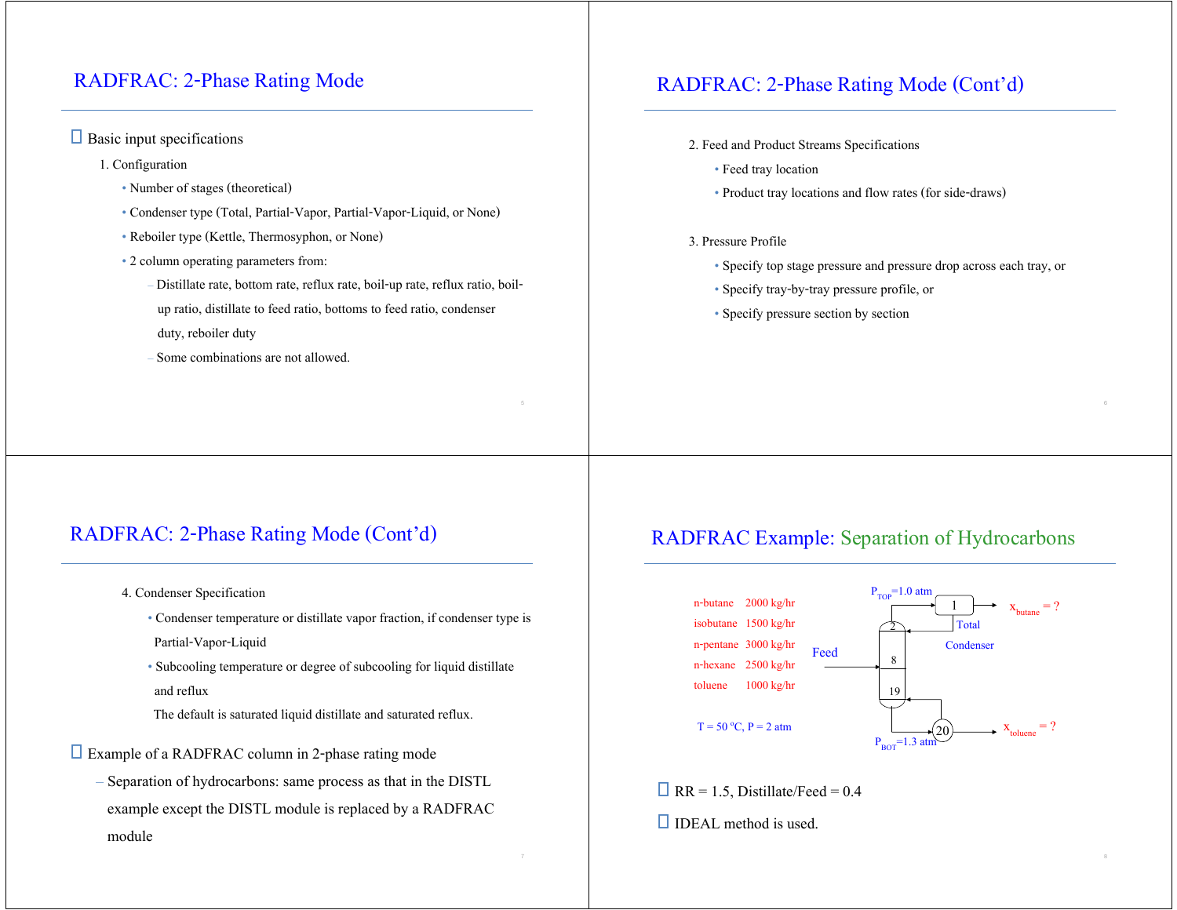## RADFRAC: 2-Phase Rating Mode

- Basic input specifications
  1. Configuration
     - Number of stages (theoretical)
     - Condenser type (Total, Partial-Vapor, Partial-Vapor-Liquid, or None)
     - Reboiler type (Kettle, Thermosyphon, or None)
     - 2 column operating parameters from:
       - Distillate rate, bottom rate, reflux rate, boil-up rate, reflux ratio, boil-up ratio, distillate to feed ratio, bottoms to feed ratio, condenser duty, reboiler duty
       - Some combinations are not allowed.

## RADFRAC: 2-Phase Rating Mode (Cont'd)

2. Feed and Product Streams Specifications
   - Feed tray location
   - Product tray locations and flow rates (for side-draws)

3. Pressure Profile
   - Specify top stage pressure and pressure drop across each tray, or
   - Specify tray-by-tray pressure profile, or
   - Specify pressure section by section

## RADFRAC: 2-Phase Rating Mode (Cont'd)

4. Condenser Specification
   - Condenser temperature or distillate vapor fraction, if condenser type is Partial-Vapor-Liquid
   - Subcooling temperature or degree of subcooling for liquid distillate and reflux

   The default is saturated liquid distillate and saturated reflux.

- Example of a RADFRAC column in 2-phase rating mode
  - Separation of hydrocarbons: same process as that in the DISTL example except the DISTL module is replaced by a RADFRAC module

## RADFRAC Example: Separation of Hydrocarbons

Feed:

| Component | Flow |
|---|---|
| n-butane | 2000 kg/hr |
| isobutane | 1500 kg/hr |
| n-pentane | 3000 kg/hr |
| n-hexane | 2500 kg/hr |
| toluene | 1000 kg/hr |

T = 50 °C, P = 2 atm

Column: $P_{TOP}$=1.0 atm; stage 1 Total Condenser, stages 2, 8 (Feed), 19, stage 20 reboiler; $P_{BOT}$=1.3 atm

Distillate: $x_{butane}$ = ?

Bottoms: $x_{toluene}$ = ?

- RR = 1.5, Distillate/Feed = 0.4
- IDEAL method is used.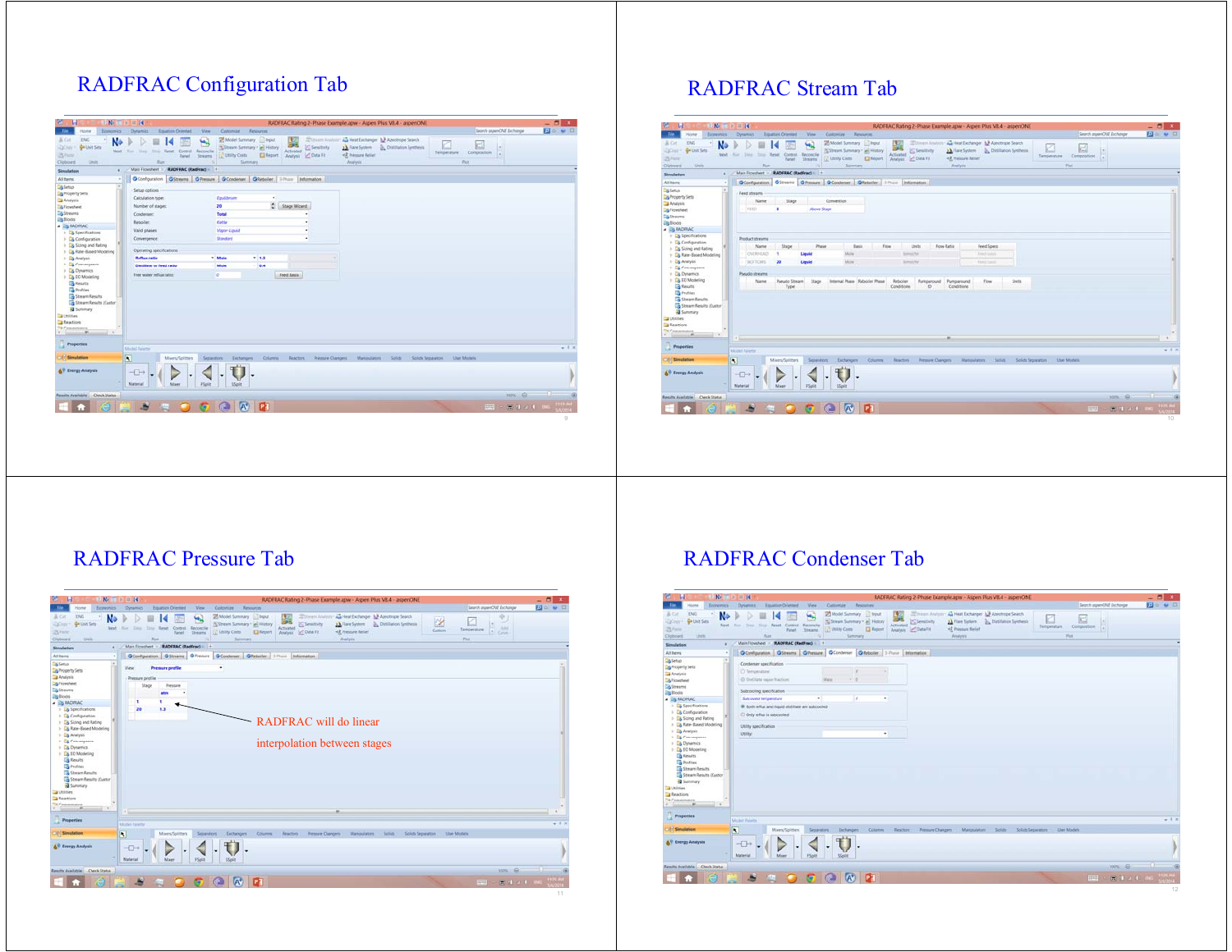## RADFRAC Configuration Tab

## RADFRAC Stream Tab

## RADFRAC Pressure Tab

RADFRAC will do linear interpolation between stages

## RADFRAC Condenser Tab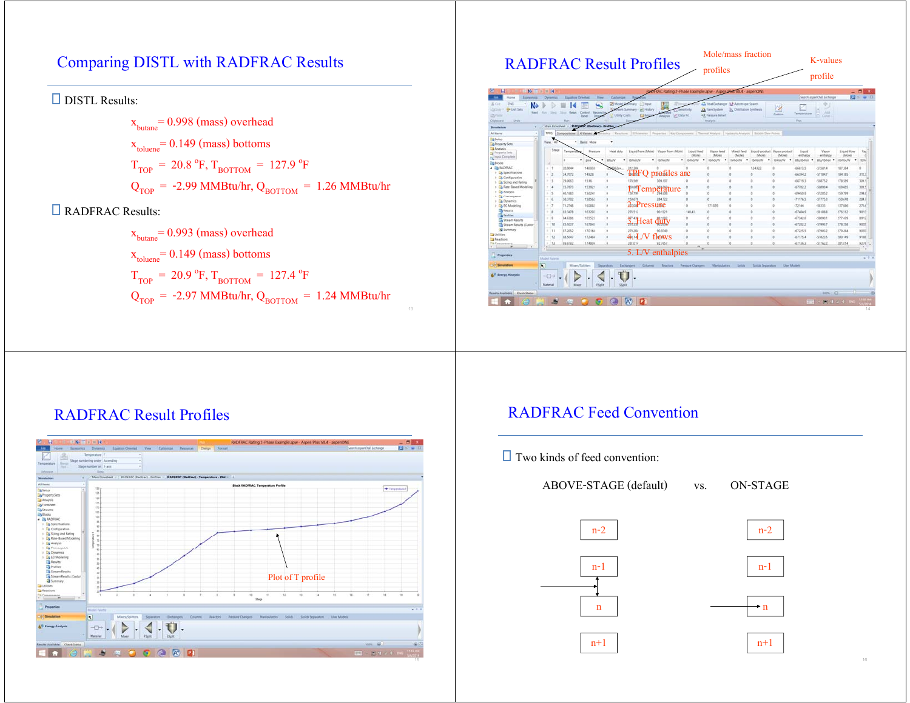# Comparing DISTL with RADFRAC Results

- DISTL Results:

  $x_{butane}$ = 0.998 (mass) overhead

  $x_{toluene}$ = 0.149 (mass) bottoms

  $T_{TOP}$ = 20.8 $^oF$, $T_{BOTTOM}$ = 127.9 $^oF$

  $Q_{TOP}$ = -2.99 MMBtu/hr, $Q_{BOTTOM}$ = 1.26 MMBtu/hr

- RADFRAC Results:

  $x_{butane}$ = 0.993 (mass) overhead

  $x_{toluene}$ = 0.149 (mass) bottoms

  $T_{TOP}$ = 20.9 $^oF$, $T_{BOTTOM}$ = 127.4 $^oF$

  $Q_{TOP}$ = -2.97 MMBtu/hr, $Q_{BOTTOM}$ = 1.24 MMBtu/hr

# RADFRAC Result Profiles

Mole/mass fraction profiles

K-values profile

TPFQ profiles are

1. Temperature
2. Pressure
3. Heat duty
4. L/V flows
5. L/V enthalpies

# RADFRAC Result Profiles

Plot of T profile

# RADFRAC Feed Convention

- Two kinds of feed convention:

ABOVE-STAGE (default) vs. ON-STAGE

| ABOVE-STAGE | ON-STAGE |
|---|---|
| n-2 | n-2 |
| n-1 | n-1 |
| n | n |
| n+1 | n+1 |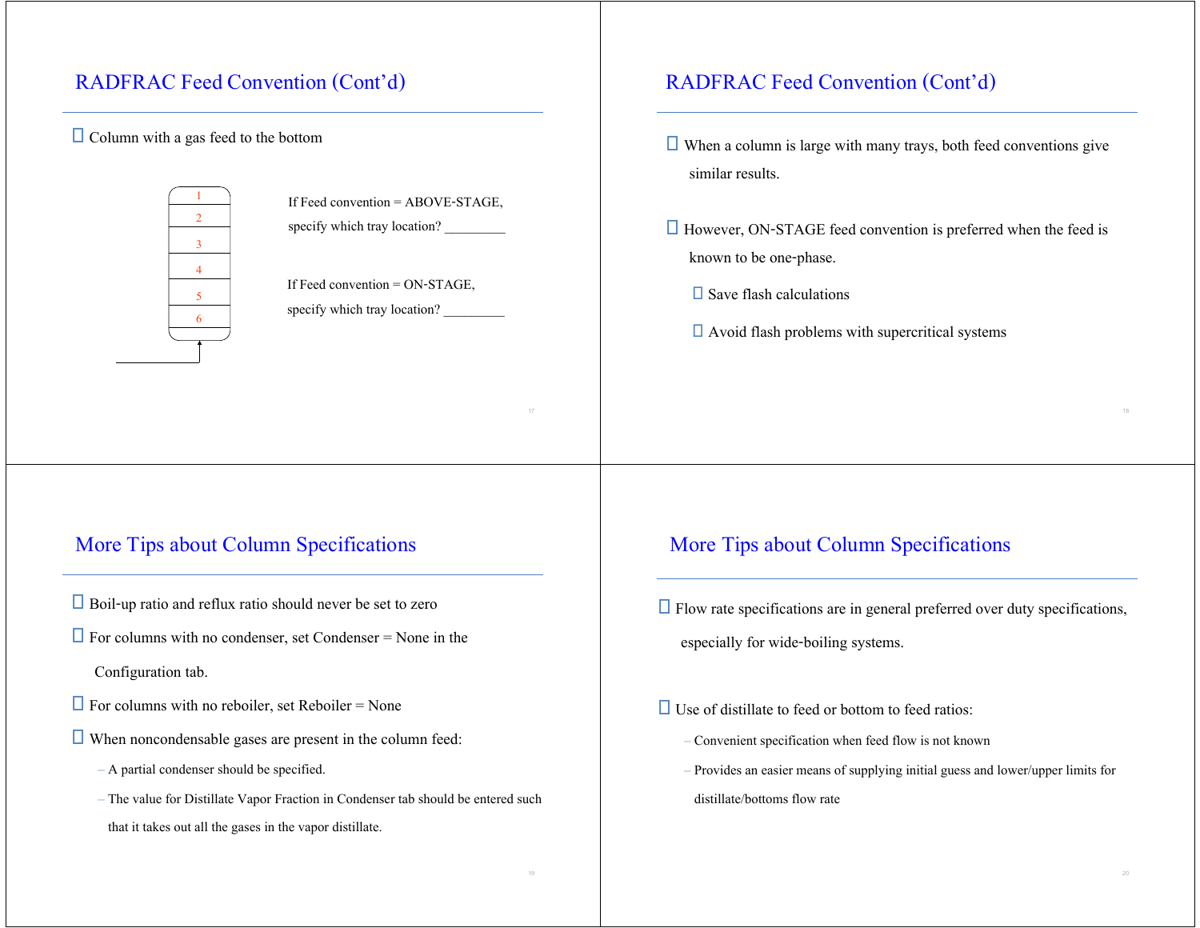## RADFRAC Feed Convention (Cont'd)

- Column with a gas feed to the bottom

1
2
3
4
5
6

If Feed convention = ABOVE-STAGE, specify which tray location? _________

If Feed convention = ON-STAGE, specify which tray location? _________

## RADFRAC Feed Convention (Cont'd)

- When a column is large with many trays, both feed conventions give similar results.
- However, ON-STAGE feed convention is preferred when the feed is known to be one-phase.
  - Save flash calculations
  - Avoid flash problems with supercritical systems

## More Tips about Column Specifications

- Boil-up ratio and reflux ratio should never be set to zero
- For columns with no condenser, set Condenser = None in the Configuration tab.
- For columns with no reboiler, set Reboiler = None
- When noncondensable gases are present in the column feed:
  - A partial condenser should be specified.
  - The value for Distillate Vapor Fraction in Condenser tab should be entered such that it takes out all the gases in the vapor distillate.

## More Tips about Column Specifications

- Flow rate specifications are in general preferred over duty specifications, especially for wide-boiling systems.
- Use of distillate to feed or bottom to feed ratios:
  - Convenient specification when feed flow is not known
  - Provides an easier means of supplying initial guess and lower/upper limits for distillate/bottoms flow rate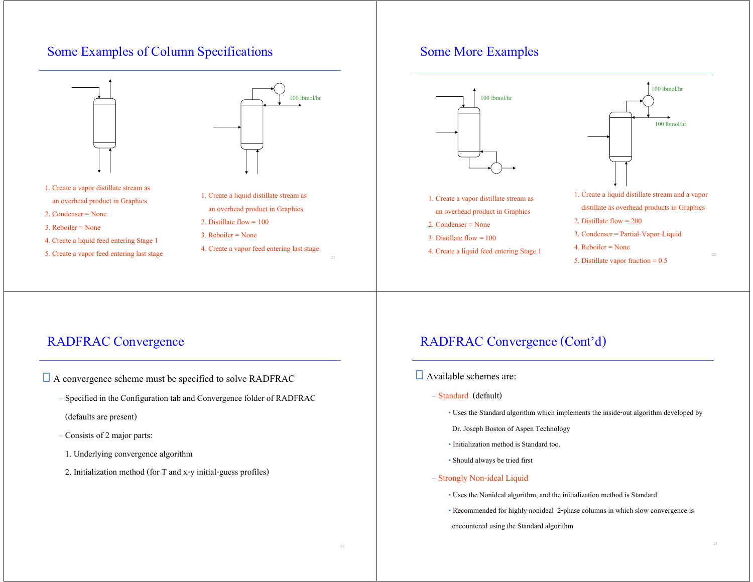## Some Examples of Column Specifications

100 lbmol/hr

1. Create a vapor distillate stream as an overhead product in Graphics
2. Condenser = None
3. Reboiler = None
4. Create a liquid feed entering Stage 1
5. Create a vapor feed entering last stage

1. Create a liquid distillate stream as an overhead product in Graphics
2. Distillate flow = 100
3. Reboiler = None
4. Create a vapor feed entering last stage

## Some More Examples

100 lbmol/hr

100 lbmol/hr

100 lbmol/hr

1. Create a vapor distillate stream as an overhead product in Graphics
2. Condenser = None
3. Distillate flow = 100
4. Create a liquid feed entering Stage 1

1. Create a liquid distillate stream and a vapor distillate as overhead products in Graphics
2. Distillate flow = 200
3. Condenser = Partial-Vapor-Liquid
4. Reboiler = None
5. Distillate vapor fraction = 0.5

## RADFRAC Convergence

- A convergence scheme must be specified to solve RADFRAC
  - Specified in the Configuration tab and Convergence folder of RADFRAC (defaults are present)
  - Consists of 2 major parts:
    1. Underlying convergence algorithm
    2. Initialization method (for T and x-y initial-guess profiles)

## RADFRAC Convergence (Cont'd)

- Available schemes are:
  - Standard (default)
    - Uses the Standard algorithm which implements the inside-out algorithm developed by Dr. Joseph Boston of Aspen Technology
    - Initialization method is Standard too.
    - Should always be tried first
  - Strongly Non-ideal Liquid
    - Uses the Nonideal algorithm, and the initialization method is Standard
    - Recommended for highly nonideal 2-phase columns in which slow convergence is encountered using the Standard algorithm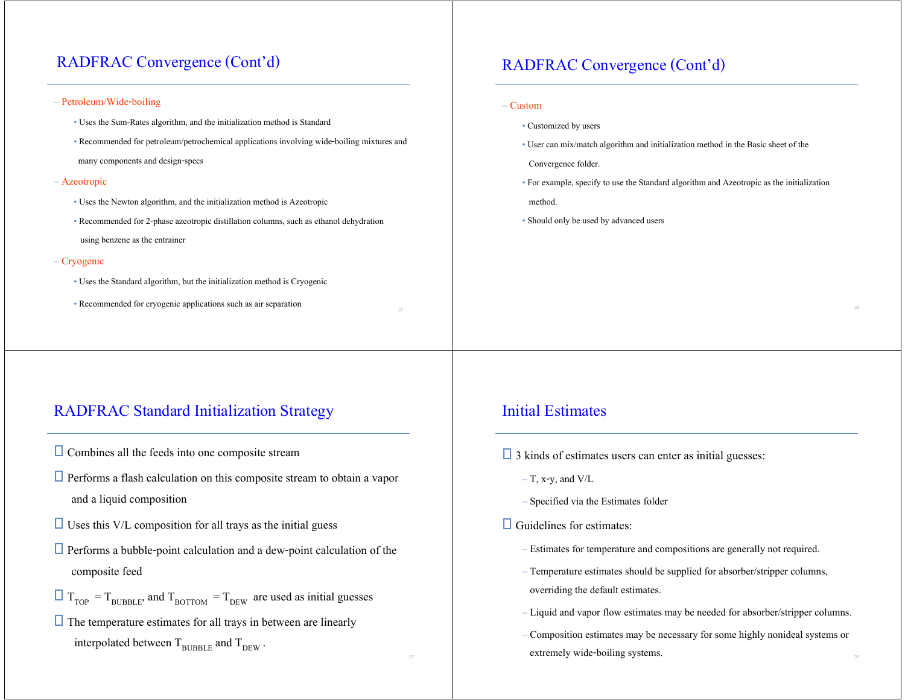## RADFRAC Convergence (Cont'd)

- Petroleum/Wide-boiling
  - Uses the Sum-Rates algorithm, and the initialization method is Standard
  - Recommended for petroleum/petrochemical applications involving wide-boiling mixtures and many components and design-specs
- Azeotropic
  - Uses the Newton algorithm, and the initialization method is Azeotropic
  - Recommended for 2-phase azeotropic distillation columns, such as ethanol dehydration using benzene as the entrainer
- Cryogenic
  - Uses the Standard algorithm, but the initialization method is Cryogenic
  - Recommended for cryogenic applications such as air separation

## RADFRAC Convergence (Cont'd)

- Custom
  - Customized by users
  - User can mix/match algorithm and initialization method in the Basic sheet of the Convergence folder.
  - For example, specify to use the Standard algorithm and Azeotropic as the initialization method.
  - Should only be used by advanced users

## RADFRAC Standard Initialization Strategy

- Combines all the feeds into one composite stream
- Performs a flash calculation on this composite stream to obtain a vapor and a liquid composition
- Uses this V/L composition for all trays as the initial guess
- Performs a bubble-point calculation and a dew-point calculation of the composite feed
- $T_{TOP} = T_{BUBBLE}$, and $T_{BOTTOM} = T_{DEW}$ are used as initial guesses
- The temperature estimates for all trays in between are linearly interpolated between $T_{BUBBLE}$ and $T_{DEW}$.

## Initial Estimates

- 3 kinds of estimates users can enter as initial guesses:
  - T, x-y, and V/L
  - Specified via the Estimates folder
- Guidelines for estimates:
  - Estimates for temperature and compositions are generally not required.
  - Temperature estimates should be supplied for absorber/stripper columns, overriding the default estimates.
  - Liquid and vapor flow estimates may be needed for absorber/stripper columns.
  - Composition estimates may be necessary for some highly nonideal systems or extremely wide-boiling systems.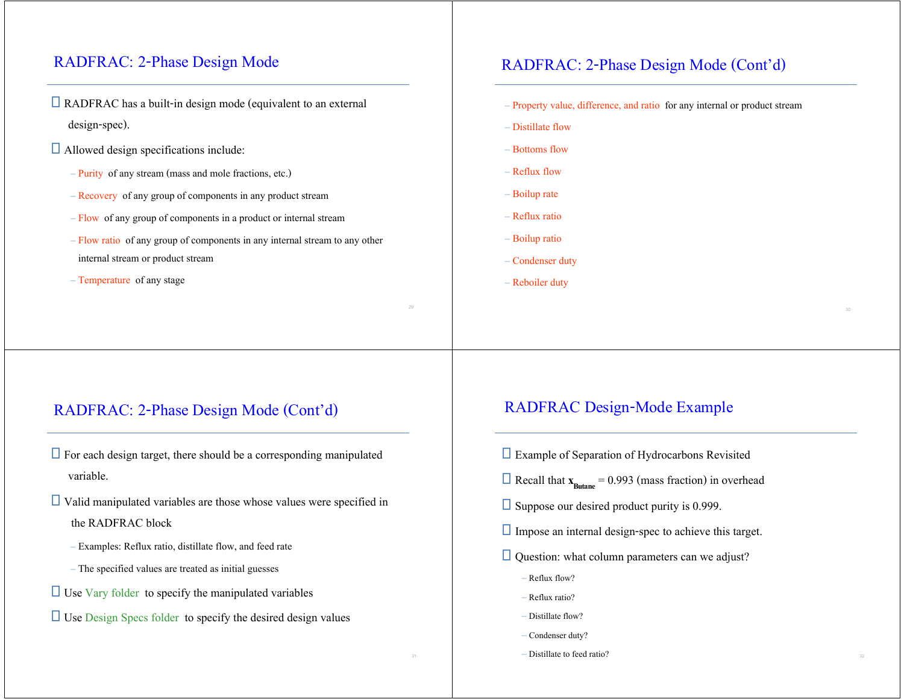## RADFRAC: 2-Phase Design Mode

- RADFRAC has a built-in design mode (equivalent to an external design-spec).
- Allowed design specifications include:
  - Purity of any stream (mass and mole fractions, etc.)
  - Recovery of any group of components in any product stream
  - Flow of any group of components in a product or internal stream
  - Flow ratio of any group of components in any internal stream to any other internal stream or product stream
  - Temperature of any stage

## RADFRAC: 2-Phase Design Mode (Cont'd)

- Property value, difference, and ratio for any internal or product stream
- Distillate flow
- Bottoms flow
- Reflux flow
- Boilup rate
- Reflux ratio
- Boilup ratio
- Condenser duty
- Reboiler duty

## RADFRAC: 2-Phase Design Mode (Cont'd)

- For each design target, there should be a corresponding manipulated variable.
- Valid manipulated variables are those whose values were specified in the RADFRAC block
  - Examples: Reflux ratio, distillate flow, and feed rate
  - The specified values are treated as initial guesses
- Use Vary folder to specify the manipulated variables
- Use Design Specs folder to specify the desired design values

## RADFRAC Design-Mode Example

- Example of Separation of Hydrocarbons Revisited
- Recall that $\mathbf{x}_{\mathbf{Butane}}$ = 0.993 (mass fraction) in overhead
- Suppose our desired product purity is 0.999.
- Impose an internal design-spec to achieve this target.
- Question: what column parameters can we adjust?
  - Reflux flow?
  - Reflux ratio?
  - Distillate flow?
  - Condenser duty?
  - Distillate to feed ratio?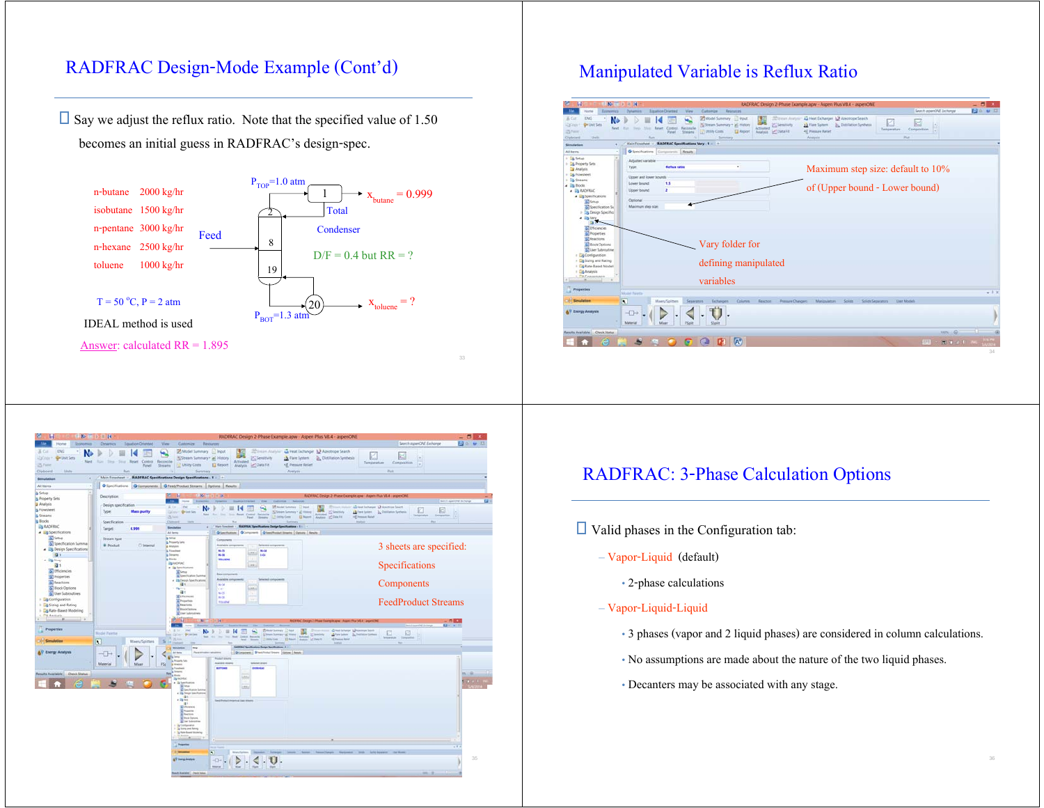# RADFRAC Design-Mode Example (Cont'd)

- Say we adjust the reflux ratio. Note that the specified value of 1.50 becomes an initial guess in RADFRAC's design-spec.

Feed:

- n-butane 2000 kg/hr
- isobutane 1500 kg/hr
- n-pentane 3000 kg/hr
- n-hexane 2500 kg/hr
- toluene 1000 kg/hr

T = 50 °C, P = 2 atm

IDEAL method is used

$P_{TOP}$=1.0 atm

Stages: 1, 2, 8, 19, 20

Total Condenser

$x_{butane}$ = 0.999

D/F = 0.4 but RR = ?

$P_{BOT}$=1.3 atm

$x_{toluene}$ = ?

Answer: calculated RR = 1.895

# Manipulated Variable is Reflux Ratio

Maximum step size: default to 10% of (Upper bound - Lower bound)

Vary folder for defining manipulated variables

3 sheets are specified:

- Specifications
- Components
- FeedProduct Streams

# RADFRAC: 3-Phase Calculation Options

- Valid phases in the Configuration tab:
  - Vapor-Liquid (default)
    - 2-phase calculations
  - Vapor-Liquid-Liquid
    - 3 phases (vapor and 2 liquid phases) are considered in column calculations.
    - No assumptions are made about the nature of the two liquid phases.
    - Decanters may be associated with any stage.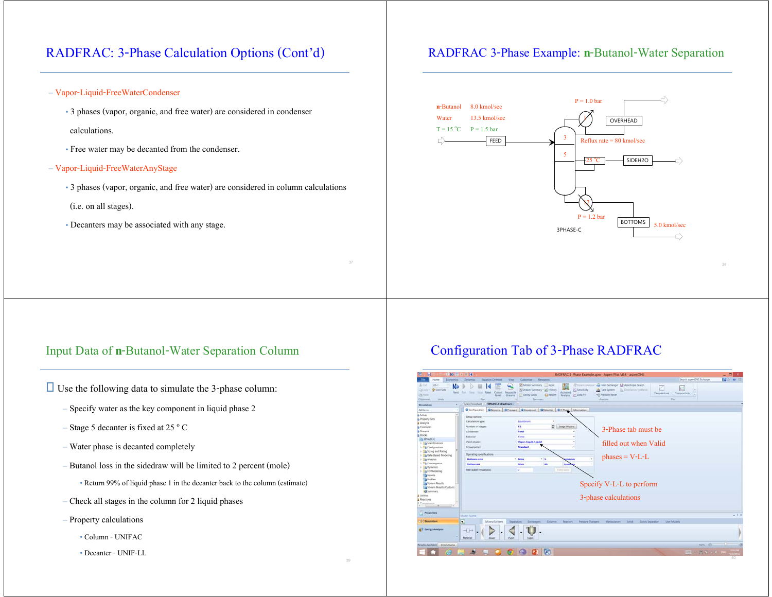# RADFRAC: 3-Phase Calculation Options (Cont'd)

- Vapor-Liquid-FreeWaterCondenser
  - 3 phases (vapor, organic, and free water) are considered in condenser calculations.
  - Free water may be decanted from the condenser.
- Vapor-Liquid-FreeWaterAnyStage
  - 3 phases (vapor, organic, and free water) are considered in column calculations (i.e. on all stages).
  - Decanters may be associated with any stage.

# RADFRAC 3-Phase Example: n-Butanol-Water Separation

Feed:
- n-Butanol 8.0 kmol/sec
- Water 13.5 kmol/sec
- T = 15 °C, P = 1.5 bar

FEED enters at stage 3. Condenser P = 1.0 bar, OVERHEAD, Reflux rate = 80 kmol/sec. Stage 5 decanter at 25 °C, SIDEH2O. Stage 12 reboiler, P = 1.2 bar, BOTTOMS 5.0 kmol/sec. Block: 3PHASE-C

# Input Data of n-Butanol-Water Separation Column

- Use the following data to simulate the 3-phase column:
  - Specify water as the key component in liquid phase 2
  - Stage 5 decanter is fixed at 25 ° C
  - Water phase is decanted completely
  - Butanol loss in the sidedraw will be limited to 2 percent (mole)
    - Return 99% of liquid phase 1 in the decanter back to the column (estimate)
  - Check all stages in the column for 2 liquid phases
  - Property calculations
    - Column - UNIFAC
    - Decanter - UNIF-LL

# Configuration Tab of 3-Phase RADFRAC

3-Phase tab must be filled out when Valid phases = V-L-L

Specify V-L-L to perform 3-phase calculations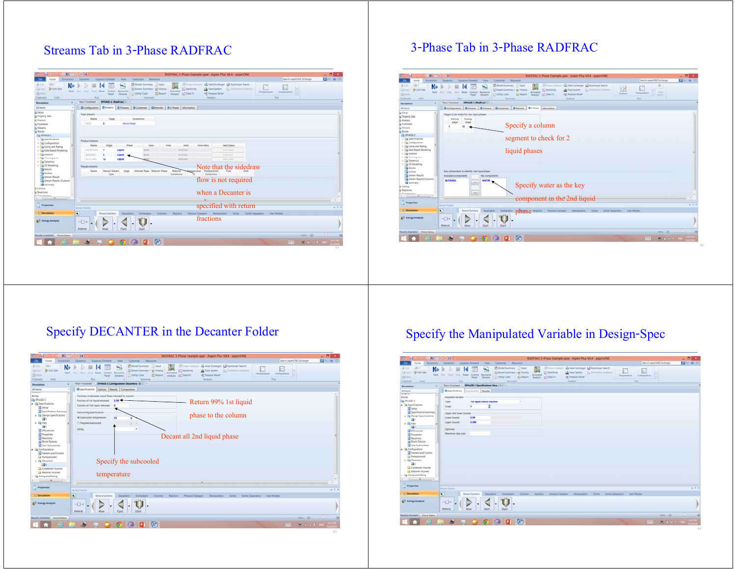## Streams Tab in 3-Phase RADFRAC

Note that the sidedraw flow is not required when a Decanter is specified with return fractions

## 3-Phase Tab in 3-Phase RADFRAC

Specify a column segment to check for 2 liquid phases

Specify water as the key component in the 2nd liquid phase

## Specify DECANTER in the Decanter Folder

Return 99% 1st liquid phase to the column

Decant all 2nd liquid phase

Specify the subcooled temperature

## Specify the Manipulated Variable in Design-Spec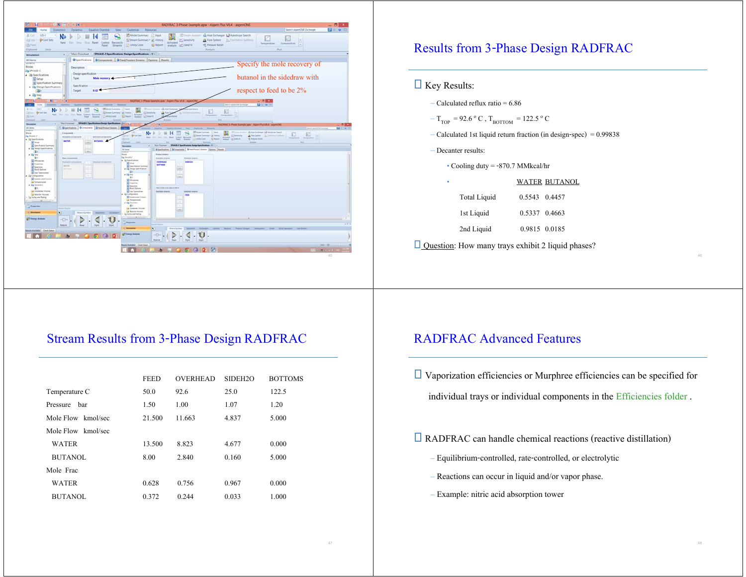Specify the mole recovery of butanol in the sidedraw with respect to feed to be 2%

## Results from 3-Phase Design RADFRAC

- Key Results:
  - Calculated reflux ratio = 6.86
  - $T_{TOP}$ = 92.6 ° C , $T_{BOTTOM}$ = 122.5 ° C
  - Calculated 1st liquid return fraction (in design-spec) = 0.99838
  - Decanter results:
    - Cooling duty = -870.7 MMkcal/hr
    -

| | WATER | BUTANOL |
|---|---|---|
| Total Liquid | 0.5543 | 0.4457 |
| 1st Liquid | 0.5337 | 0.4663 |
| 2nd Liquid | 0.9815 | 0.0185 |

- Question: How many trays exhibit 2 liquid phases?

## Stream Results from 3-Phase Design RADFRAC

| | FEED | OVERHEAD | SIDEH2O | BOTTOMS |
|---|---|---|---|---|
| Temperature C | 50.0 | 92.6 | 25.0 | 122.5 |
| Pressure bar | 1.50 | 1.00 | 1.07 | 1.20 |
| Mole Flow kmol/sec | 21.500 | 11.663 | 4.837 | 5.000 |
| Mole Flow kmol/sec | | | | |
| WATER | 13.500 | 8.823 | 4.677 | 0.000 |
| BUTANOL | 8.00 | 2.840 | 0.160 | 5.000 |
| Mole Frac | | | | |
| WATER | 0.628 | 0.756 | 0.967 | 0.000 |
| BUTANOL | 0.372 | 0.244 | 0.033 | 1.000 |

## RADFRAC Advanced Features

- Vaporization efficiencies or Murphree efficiencies can be specified for individual trays or individual components in the Efficiencies folder .
- RADFRAC can handle chemical reactions (reactive distillation)
  - Equilibrium-controlled, rate-controlled, or electrolytic
  - Reactions can occur in liquid and/or vapor phase.
  - Example: nitric acid absorption tower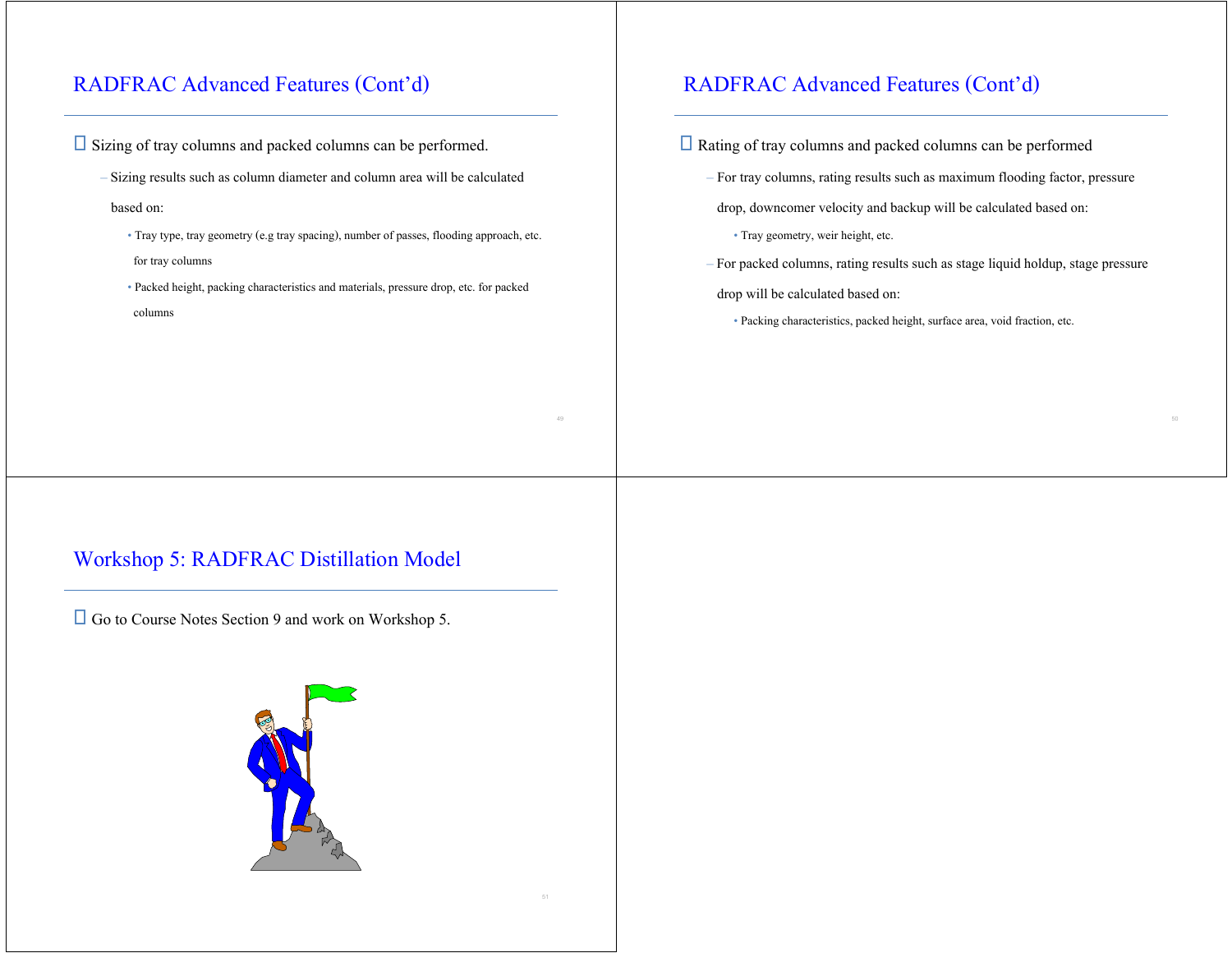## RADFRAC Advanced Features (Cont'd)

- Sizing of tray columns and packed columns can be performed.
  - Sizing results such as column diameter and column area will be calculated based on:
    - Tray type, tray geometry (e.g tray spacing), number of passes, flooding approach, etc. for tray columns
    - Packed height, packing characteristics and materials, pressure drop, etc. for packed columns

## RADFRAC Advanced Features (Cont'd)

- Rating of tray columns and packed columns can be performed
  - For tray columns, rating results such as maximum flooding factor, pressure drop, downcomer velocity and backup will be calculated based on:
    - Tray geometry, weir height, etc.
  - For packed columns, rating results such as stage liquid holdup, stage pressure drop will be calculated based on:
    - Packing characteristics, packed height, surface area, void fraction, etc.

## Workshop 5: RADFRAC Distillation Model

- Go to Course Notes Section 9 and work on Workshop 5.